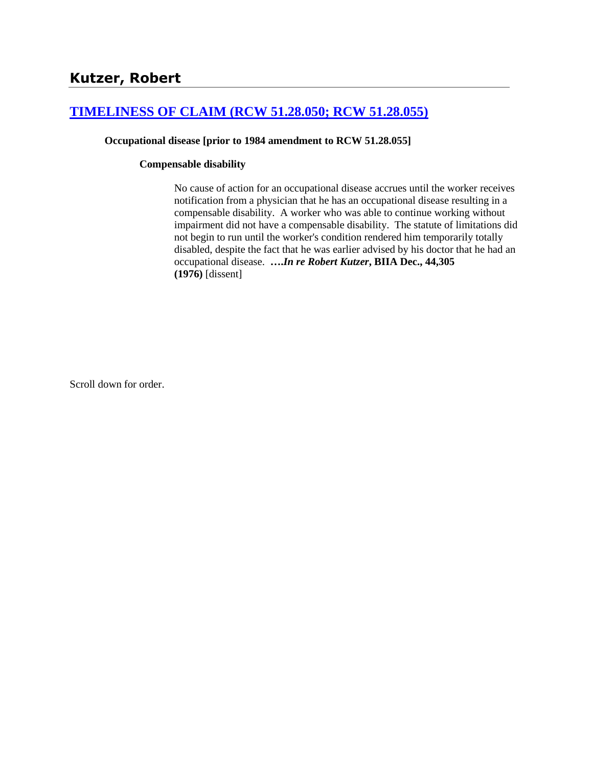## Kutzer, Robert

### [TIMELINESS OF CLAIM (RCW 51.28.050; RCW 51.28.055)]

**Occupational disease [prior to 1984 amendment to RCW 51.28.055]**

**Compensable disability**

No cause of action for an occupational disease accrues until the worker receives notification from a physician that he has an occupational disease resulting in a compensable disability. A worker who was able to continue working without impairment did not have a compensable disability. The statute of limitations did not begin to run until the worker's condition rendered him temporarily totally disabled, despite the fact that he was earlier advised by his doctor that he had an occupational disease. ****….In re Robert Kutzer*, BIIA Dec., 44,305 (1976)** [dissent]

Scroll down for order.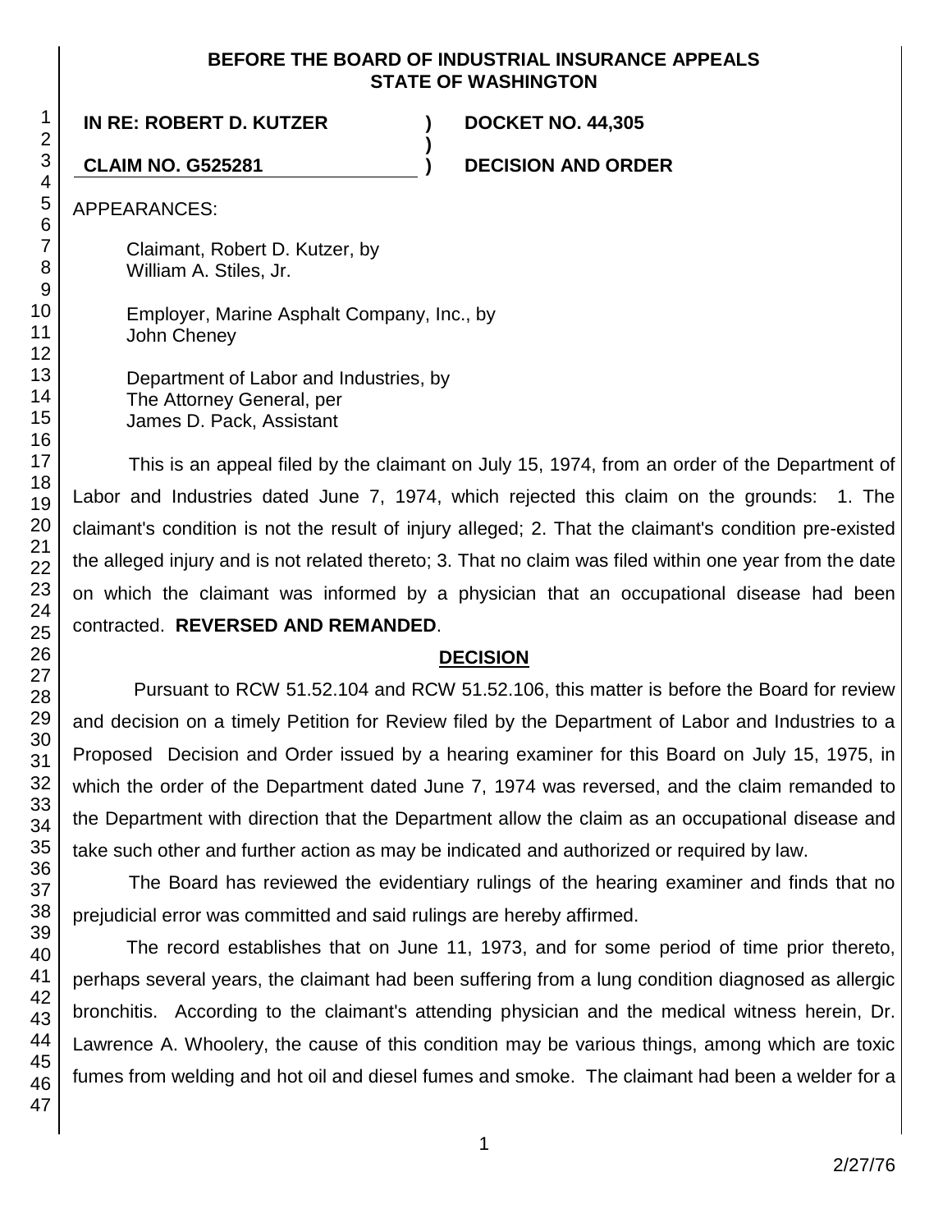**BEFORE THE BOARD OF INDUSTRIAL INSURANCE APPEALS**
**STATE OF WASHINGTON**

| | | |
|---|---|---|
| **IN RE: ROBERT D. KUTZER** | **)** | **DOCKET NO. 44,305** |
| | **)** | |
| **CLAIM NO. G525281** | **)** | **DECISION AND ORDER** |

APPEARANCES:

Claimant, Robert D. Kutzer, by
William A. Stiles, Jr.

Employer, Marine Asphalt Company, Inc., by
John Cheney

Department of Labor and Industries, by
The Attorney General, per
James D. Pack, Assistant

This is an appeal filed by the claimant on July 15, 1974, from an order of the Department of Labor and Industries dated June 7, 1974, which rejected this claim on the grounds: 1. The claimant's condition is not the result of injury alleged; 2. That the claimant's condition pre-existed the alleged injury and is not related thereto; 3. That no claim was filed within one year from the date on which the claimant was informed by a physician that an occupational disease had been contracted. **REVERSED AND REMANDED**.

## DECISION

Pursuant to RCW 51.52.104 and RCW 51.52.106, this matter is before the Board for review and decision on a timely Petition for Review filed by the Department of Labor and Industries to a Proposed Decision and Order issued by a hearing examiner for this Board on July 15, 1975, in which the order of the Department dated June 7, 1974 was reversed, and the claim remanded to the Department with direction that the Department allow the claim as an occupational disease and take such other and further action as may be indicated and authorized or required by law.

The Board has reviewed the evidentiary rulings of the hearing examiner and finds that no prejudicial error was committed and said rulings are hereby affirmed.

The record establishes that on June 11, 1973, and for some period of time prior thereto, perhaps several years, the claimant had been suffering from a lung condition diagnosed as allergic bronchitis. According to the claimant's attending physician and the medical witness herein, Dr. Lawrence A. Whoolery, the cause of this condition may be various things, among which are toxic fumes from welding and hot oil and diesel fumes and smoke. The claimant had been a welder for a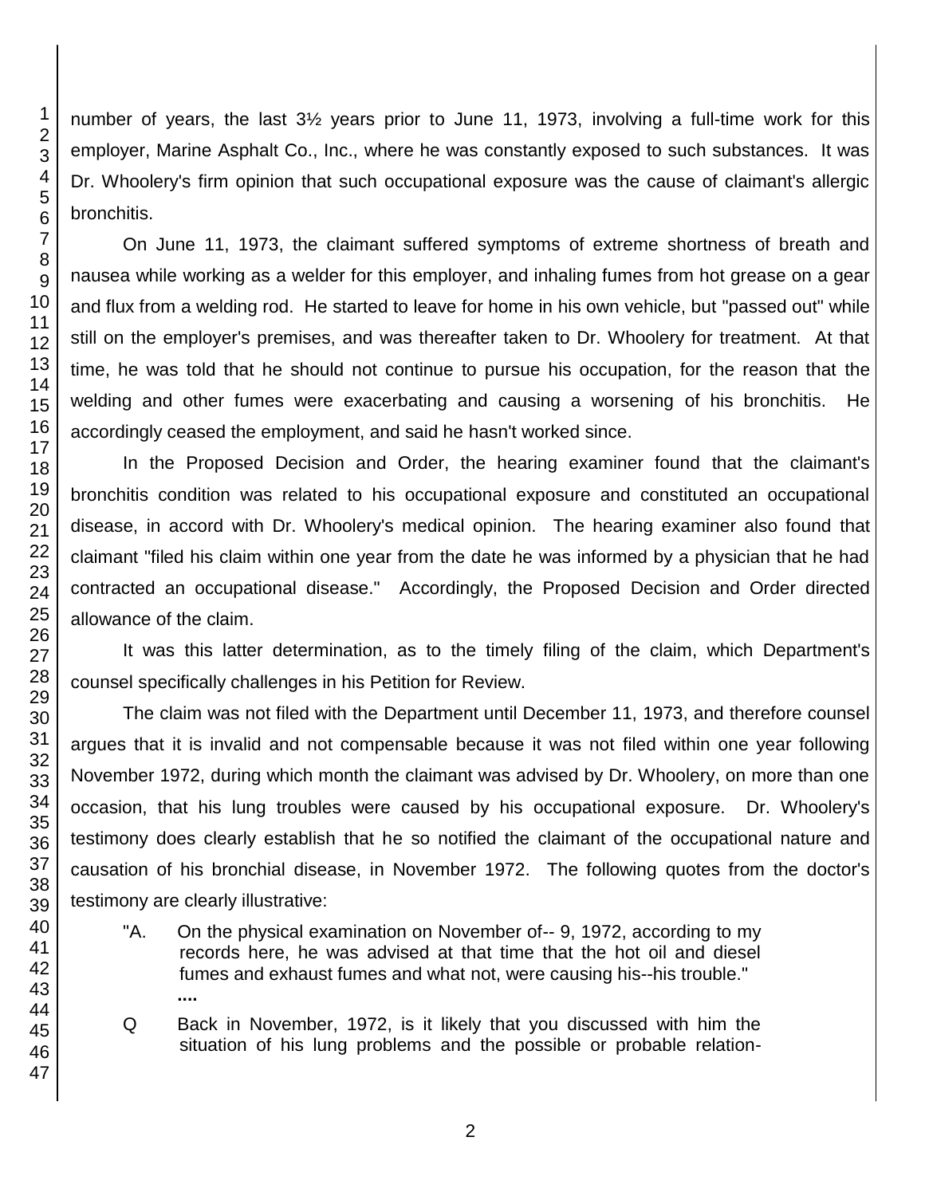number of years, the last 3½ years prior to June 11, 1973, involving a full-time work for this employer, Marine Asphalt Co., Inc., where he was constantly exposed to such substances. It was Dr. Whoolery's firm opinion that such occupational exposure was the cause of claimant's allergic bronchitis.

On June 11, 1973, the claimant suffered symptoms of extreme shortness of breath and nausea while working as a welder for this employer, and inhaling fumes from hot grease on a gear and flux from a welding rod. He started to leave for home in his own vehicle, but "passed out" while still on the employer's premises, and was thereafter taken to Dr. Whoolery for treatment. At that time, he was told that he should not continue to pursue his occupation, for the reason that the welding and other fumes were exacerbating and causing a worsening of his bronchitis. He accordingly ceased the employment, and said he hasn't worked since.

In the Proposed Decision and Order, the hearing examiner found that the claimant's bronchitis condition was related to his occupational exposure and constituted an occupational disease, in accord with Dr. Whoolery's medical opinion. The hearing examiner also found that claimant "filed his claim within one year from the date he was informed by a physician that he had contracted an occupational disease." Accordingly, the Proposed Decision and Order directed allowance of the claim.

It was this latter determination, as to the timely filing of the claim, which Department's counsel specifically challenges in his Petition for Review.

The claim was not filed with the Department until December 11, 1973, and therefore counsel argues that it is invalid and not compensable because it was not filed within one year following November 1972, during which month the claimant was advised by Dr. Whoolery, on more than one occasion, that his lung troubles were caused by his occupational exposure. Dr. Whoolery's testimony does clearly establish that he so notified the claimant of the occupational nature and causation of his bronchial disease, in November 1972. The following quotes from the doctor's testimony are clearly illustrative:

> "A. On the physical examination on November of-- 9, 1972, according to my records here, he was advised at that time that the hot oil and diesel fumes and exhaust fumes and what not, were causing his--his trouble."
>
> ....
>
> Q Back in November, 1972, is it likely that you discussed with him the situation of his lung problems and the possible or probable relation-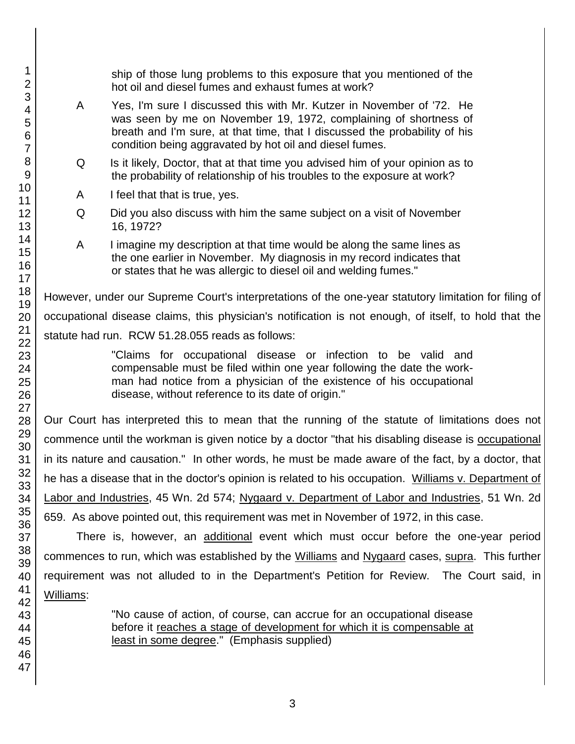> ship of those lung problems to this exposure that you mentioned of the hot oil and diesel fumes and exhaust fumes at work?
>
> A Yes, I'm sure I discussed this with Mr. Kutzer in November of '72. He was seen by me on November 19, 1972, complaining of shortness of breath and I'm sure, at that time, that I discussed the probability of his condition being aggravated by hot oil and diesel fumes.
>
> Q Is it likely, Doctor, that at that time you advised him of your opinion as to the probability of relationship of his troubles to the exposure at work?
>
> A I feel that that is true, yes.
>
> Q Did you also discuss with him the same subject on a visit of November 16, 1972?
>
> A I imagine my description at that time would be along the same lines as the one earlier in November. My diagnosis in my record indicates that or states that he was allergic to diesel oil and welding fumes."

However, under our Supreme Court's interpretations of the one-year statutory limitation for filing of occupational disease claims, this physician's notification is not enough, of itself, to hold that the statute had run. RCW 51.28.055 reads as follows:

> "Claims for occupational disease or infection to be valid and compensable must be filed within one year following the date the workman had notice from a physician of the existence of his occupational disease, without reference to its date of origin."

Our Court has interpreted this to mean that the running of the statute of limitations does not commence until the workman is given notice by a doctor "that his disabling disease is <u>occupational</u> in its nature and causation." In other words, he must be made aware of the fact, by a doctor, that he has a disease that in the doctor's opinion is related to his occupation. <u>Williams v. Department of Labor and Industries</u>, 45 Wn. 2d 574; <u>Nygaard v. Department of Labor and Industries</u>, 51 Wn. 2d 659. As above pointed out, this requirement was met in November of 1972, in this case.

There is, however, an <u>additional</u> event which must occur before the one-year period commences to run, which was established by the <u>Williams</u> and <u>Nygaard</u> cases, <u>supra</u>. This further requirement was not alluded to in the Department's Petition for Review. The Court said, in <u>Williams</u>:

> "No cause of action, of course, can accrue for an occupational disease before it <u>reaches a stage of development for which it is compensable at least in some degree</u>." (Emphasis supplied)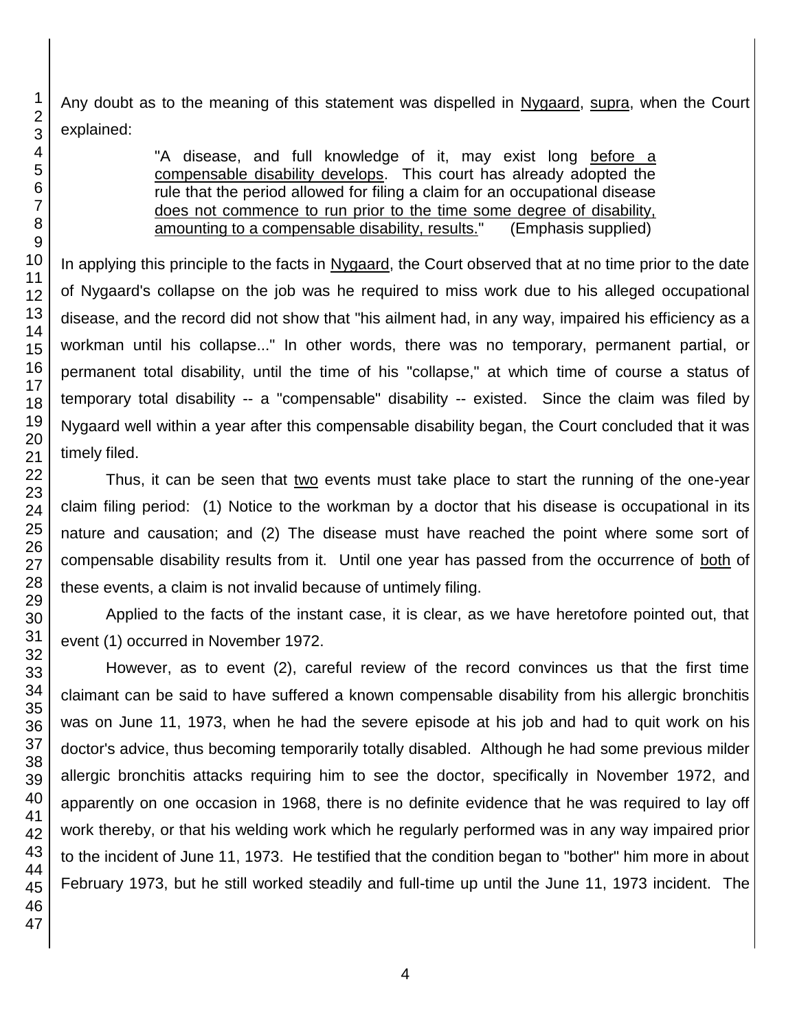Any doubt as to the meaning of this statement was dispelled in Nygaard, supra, when the Court explained:

> "A disease, and full knowledge of it, may exist long before a compensable disability develops. This court has already adopted the rule that the period allowed for filing a claim for an occupational disease does not commence to run prior to the time some degree of disability, amounting to a compensable disability, results." (Emphasis supplied)

In applying this principle to the facts in Nygaard, the Court observed that at no time prior to the date of Nygaard's collapse on the job was he required to miss work due to his alleged occupational disease, and the record did not show that "his ailment had, in any way, impaired his efficiency as a workman until his collapse..." In other words, there was no temporary, permanent partial, or permanent total disability, until the time of his "collapse," at which time of course a status of temporary total disability -- a "compensable" disability -- existed. Since the claim was filed by Nygaard well within a year after this compensable disability began, the Court concluded that it was timely filed.

Thus, it can be seen that two events must take place to start the running of the one-year claim filing period: (1) Notice to the workman by a doctor that his disease is occupational in its nature and causation; and (2) The disease must have reached the point where some sort of compensable disability results from it. Until one year has passed from the occurrence of both of these events, a claim is not invalid because of untimely filing.

Applied to the facts of the instant case, it is clear, as we have heretofore pointed out, that event (1) occurred in November 1972.

However, as to event (2), careful review of the record convinces us that the first time claimant can be said to have suffered a known compensable disability from his allergic bronchitis was on June 11, 1973, when he had the severe episode at his job and had to quit work on his doctor's advice, thus becoming temporarily totally disabled. Although he had some previous milder allergic bronchitis attacks requiring him to see the doctor, specifically in November 1972, and apparently on one occasion in 1968, there is no definite evidence that he was required to lay off work thereby, or that his welding work which he regularly performed was in any way impaired prior to the incident of June 11, 1973. He testified that the condition began to "bother" him more in about February 1973, but he still worked steadily and full-time up until the June 11, 1973 incident. The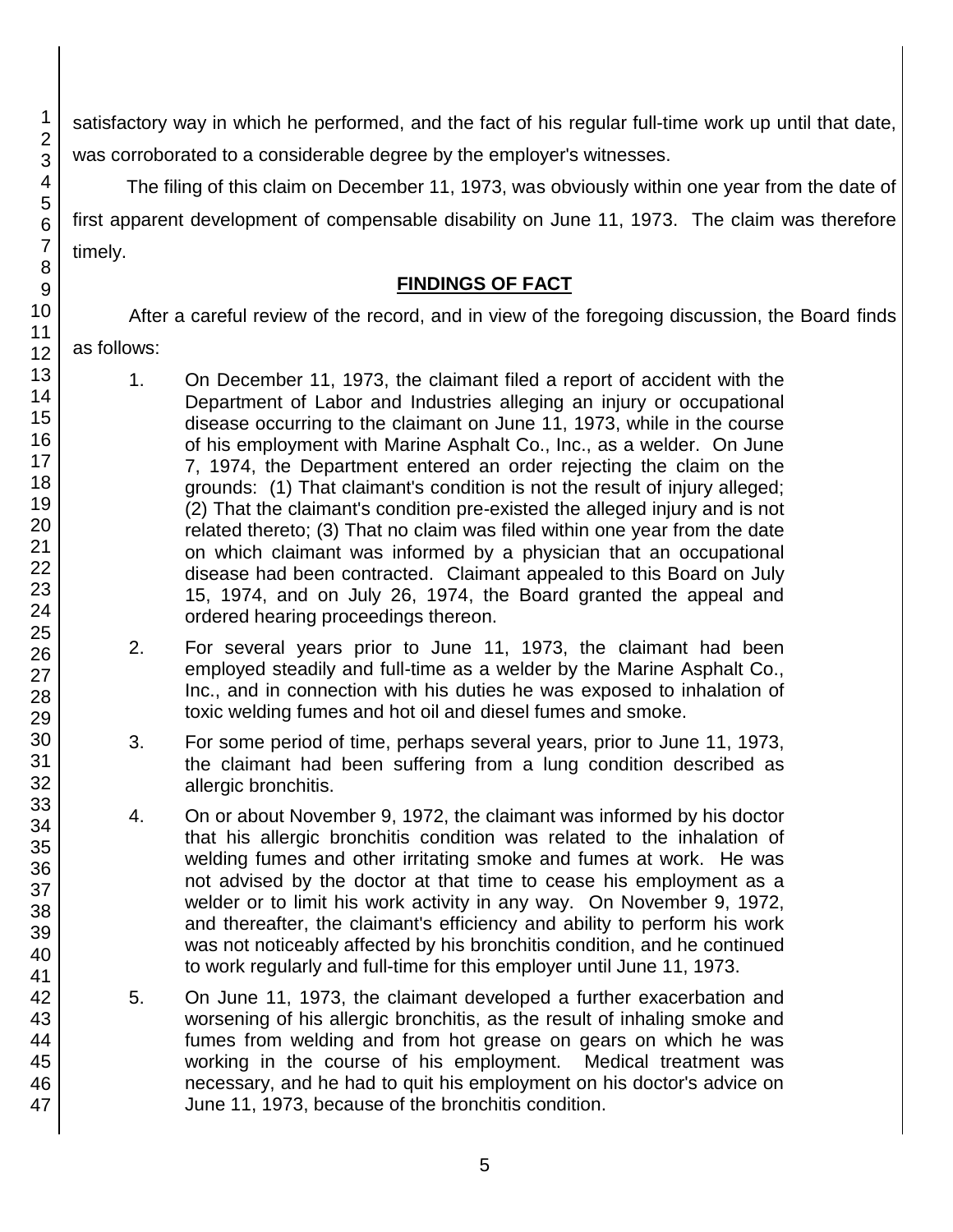satisfactory way in which he performed, and the fact of his regular full-time work up until that date, was corroborated to a considerable degree by the employer's witnesses.

The filing of this claim on December 11, 1973, was obviously within one year from the date of first apparent development of compensable disability on June 11, 1973. The claim was therefore timely.

## FINDINGS OF FACT

After a careful review of the record, and in view of the foregoing discussion, the Board finds as follows:

1. On December 11, 1973, the claimant filed a report of accident with the Department of Labor and Industries alleging an injury or occupational disease occurring to the claimant on June 11, 1973, while in the course of his employment with Marine Asphalt Co., Inc., as a welder. On June 7, 1974, the Department entered an order rejecting the claim on the grounds: (1) That claimant's condition is not the result of injury alleged; (2) That the claimant's condition pre-existed the alleged injury and is not related thereto; (3) That no claim was filed within one year from the date on which claimant was informed by a physician that an occupational disease had been contracted. Claimant appealed to this Board on July 15, 1974, and on July 26, 1974, the Board granted the appeal and ordered hearing proceedings thereon.

2. For several years prior to June 11, 1973, the claimant had been employed steadily and full-time as a welder by the Marine Asphalt Co., Inc., and in connection with his duties he was exposed to inhalation of toxic welding fumes and hot oil and diesel fumes and smoke.

3. For some period of time, perhaps several years, prior to June 11, 1973, the claimant had been suffering from a lung condition described as allergic bronchitis.

4. On or about November 9, 1972, the claimant was informed by his doctor that his allergic bronchitis condition was related to the inhalation of welding fumes and other irritating smoke and fumes at work. He was not advised by the doctor at that time to cease his employment as a welder or to limit his work activity in any way. On November 9, 1972, and thereafter, the claimant's efficiency and ability to perform his work was not noticeably affected by his bronchitis condition, and he continued to work regularly and full-time for this employer until June 11, 1973.

5. On June 11, 1973, the claimant developed a further exacerbation and worsening of his allergic bronchitis, as the result of inhaling smoke and fumes from welding and from hot grease on gears on which he was working in the course of his employment. Medical treatment was necessary, and he had to quit his employment on his doctor's advice on June 11, 1973, because of the bronchitis condition.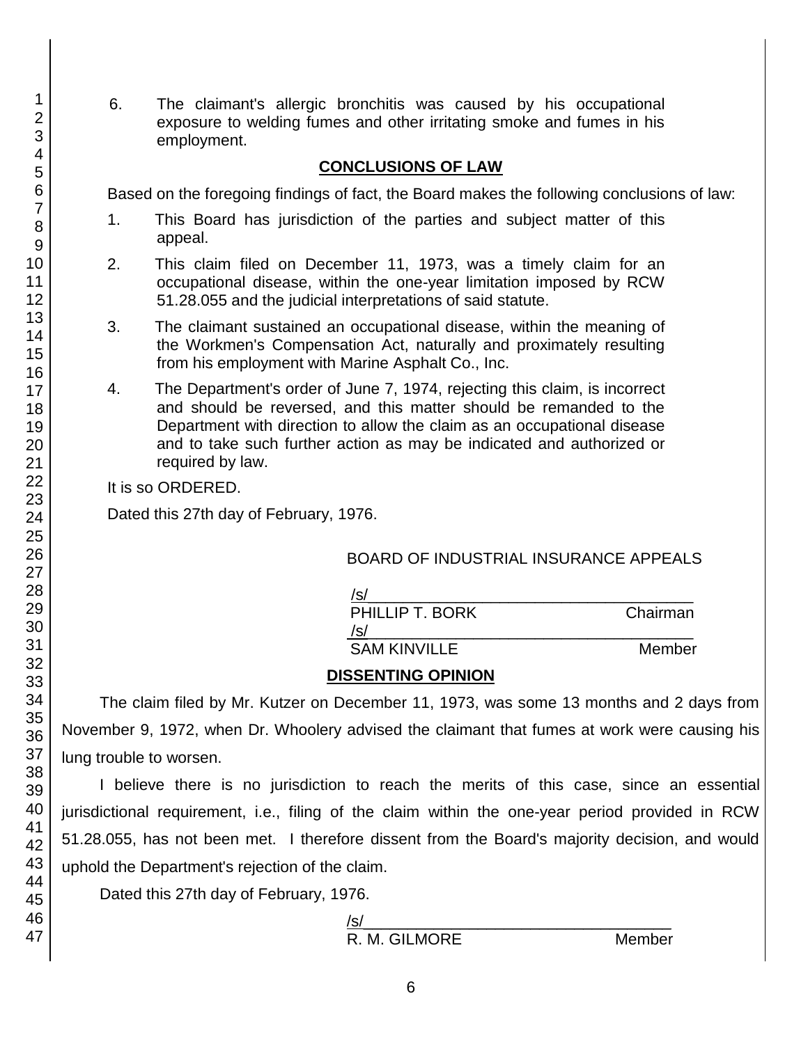6. The claimant's allergic bronchitis was caused by his occupational exposure to welding fumes and other irritating smoke and fumes in his employment.

## CONCLUSIONS OF LAW

Based on the foregoing findings of fact, the Board makes the following conclusions of law:

1. This Board has jurisdiction of the parties and subject matter of this appeal.
2. This claim filed on December 11, 1973, was a timely claim for an occupational disease, within the one-year limitation imposed by RCW 51.28.055 and the judicial interpretations of said statute.
3. The claimant sustained an occupational disease, within the meaning of the Workmen's Compensation Act, naturally and proximately resulting from his employment with Marine Asphalt Co., Inc.
4. The Department's order of June 7, 1974, rejecting this claim, is incorrect and should be reversed, and this matter should be remanded to the Department with direction to allow the claim as an occupational disease and to take such further action as may be indicated and authorized or required by law.

It is so ORDERED.

Dated this 27th day of February, 1976.

BOARD OF INDUSTRIAL INSURANCE APPEALS

/s/
PHILLIP T. BORK Chairman

/s/
SAM KINVILLE Member

## DISSENTING OPINION

The claim filed by Mr. Kutzer on December 11, 1973, was some 13 months and 2 days from November 9, 1972, when Dr. Whoolery advised the claimant that fumes at work were causing his lung trouble to worsen.

I believe there is no jurisdiction to reach the merits of this case, since an essential jurisdictional requirement, i.e., filing of the claim within the one-year period provided in RCW 51.28.055, has not been met. I therefore dissent from the Board's majority decision, and would uphold the Department's rejection of the claim.

Dated this 27th day of February, 1976.

/s/
R. M. GILMORE Member